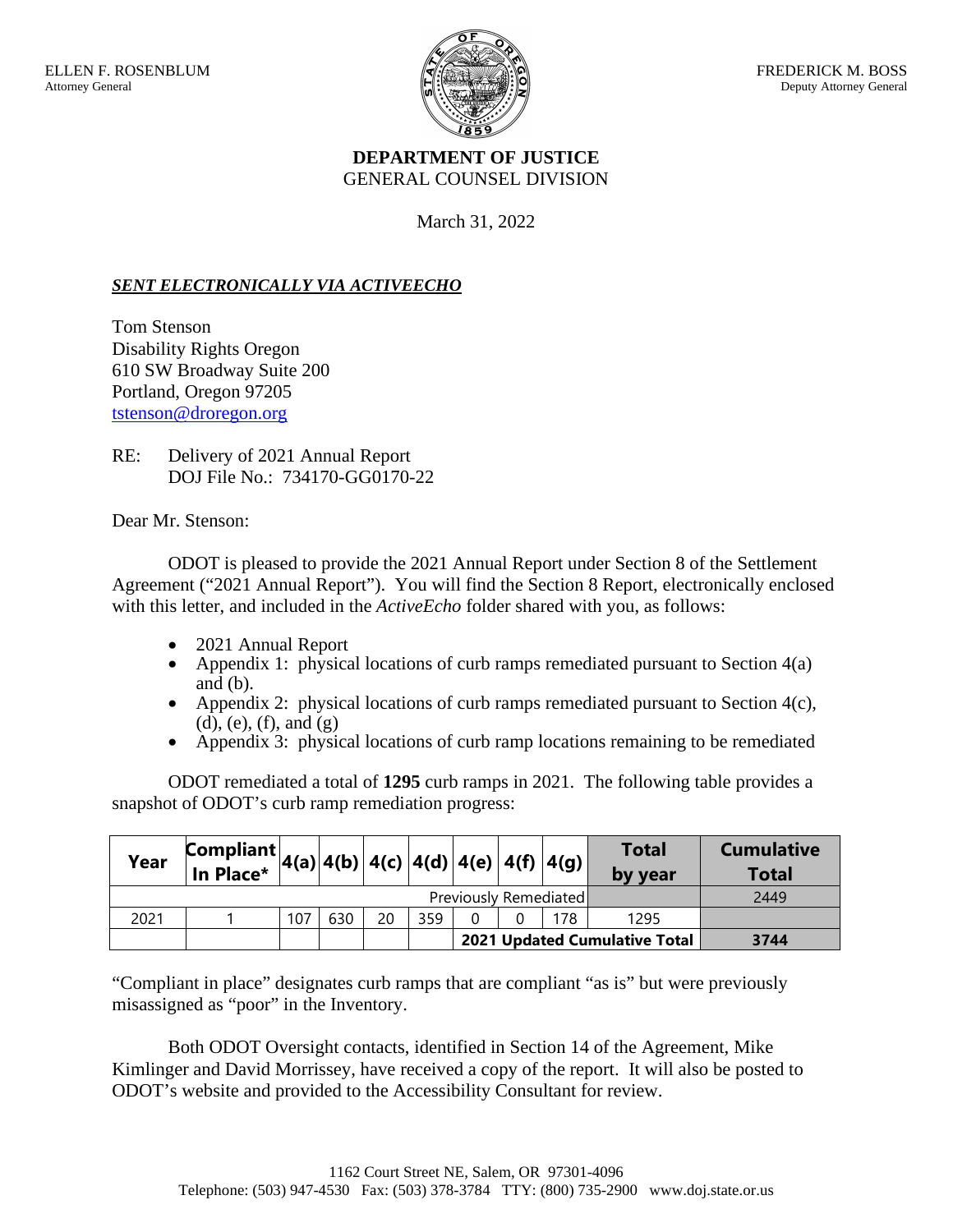ELLEN F. ROSENBLUM
Attorney General

FREDERICK M. BOSS
Deputy Attorney General

**DEPARTMENT OF JUSTICE**
GENERAL COUNSEL DIVISION

March 31, 2022

***SENT ELECTRONICALLY VIA ACTIVEECHO***

Tom Stenson
Disability Rights Oregon
610 SW Broadway Suite 200
Portland, Oregon 97205
tstenson@droregon.org

RE: Delivery of 2021 Annual Report
DOJ File No.: 734170-GG0170-22

Dear Mr. Stenson:

ODOT is pleased to provide the 2021 Annual Report under Section 8 of the Settlement Agreement ("2021 Annual Report"). You will find the Section 8 Report, electronically enclosed with this letter, and included in the *ActiveEcho* folder shared with you, as follows:

- 2021 Annual Report
- Appendix 1: physical locations of curb ramps remediated pursuant to Section 4(a) and (b).
- Appendix 2: physical locations of curb ramps remediated pursuant to Section 4(c), (d), (e), (f), and (g)
- Appendix 3: physical locations of curb ramp locations remaining to be remediated

ODOT remediated a total of **1295** curb ramps in 2021. The following table provides a snapshot of ODOT's curb ramp remediation progress:

| Year | Compliant In Place* | 4(a) | 4(b) | 4(c) | 4(d) | 4(e) | 4(f) | 4(g) | Total by year | Cumulative Total |
|---|---|---|---|---|---|---|---|---|---|---|
| Previously Remediated | | | | | | | | | | 2449 |
| 2021 | 1 | 107 | 630 | 20 | 359 | 0 | 0 | 178 | 1295 | |
| | | | | | | **2021 Updated Cumulative Total** | | | | **3744** |

"Compliant in place" designates curb ramps that are compliant "as is" but were previously misassigned as "poor" in the Inventory.

Both ODOT Oversight contacts, identified in Section 14 of the Agreement, Mike Kimlinger and David Morrissey, have received a copy of the report. It will also be posted to ODOT's website and provided to the Accessibility Consultant for review.

1162 Court Street NE, Salem, OR 97301-4096
Telephone: (503) 947-4530 Fax: (503) 378-3784 TTY: (800) 735-2900 www.doj.state.or.us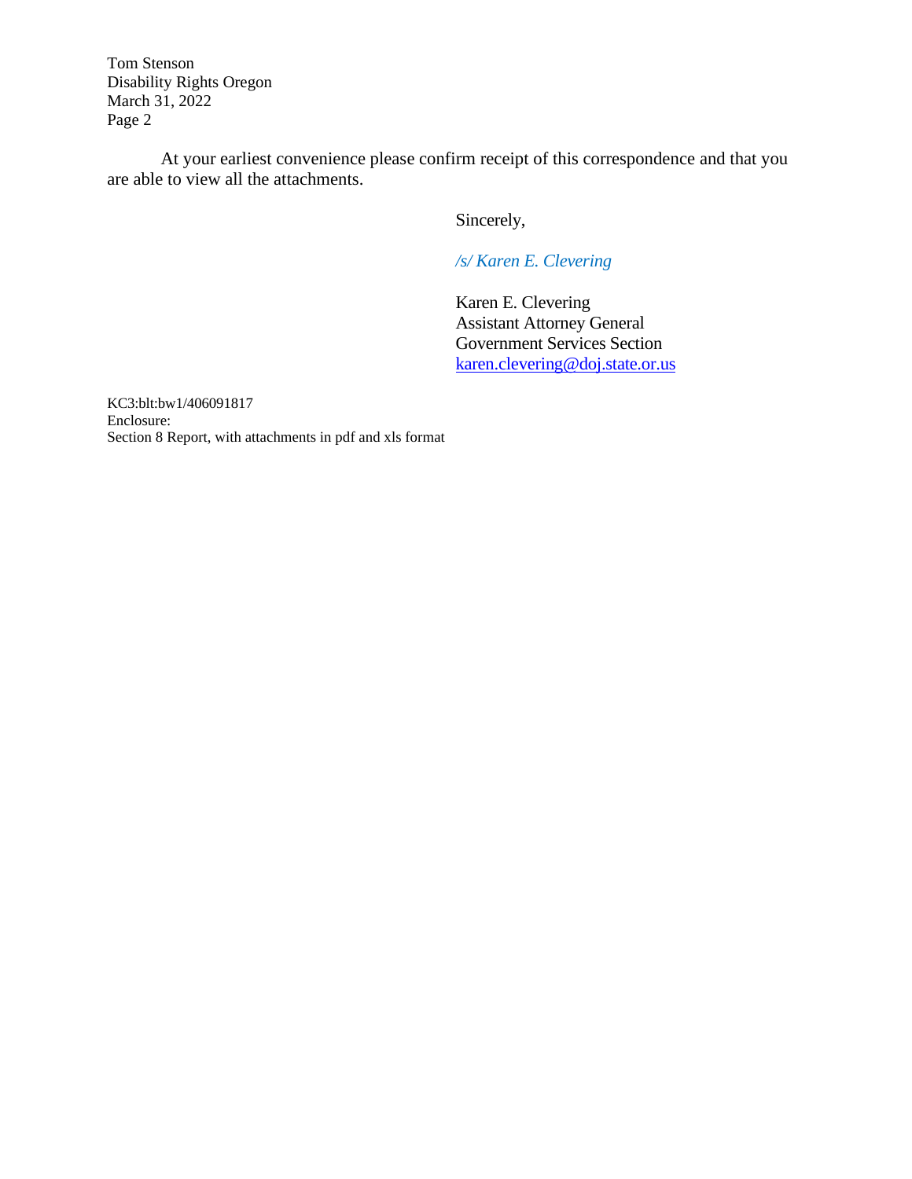At your earliest convenience please confirm receipt of this correspondence and that you are able to view all the attachments.

Sincerely,

*/s/ Karen E. Clevering*

Karen E. Clevering
Assistant Attorney General
Government Services Section
karen.clevering@doj.state.or.us

KC3:blt:bw1/406091817
Enclosure:
Section 8 Report, with attachments in pdf and xls format